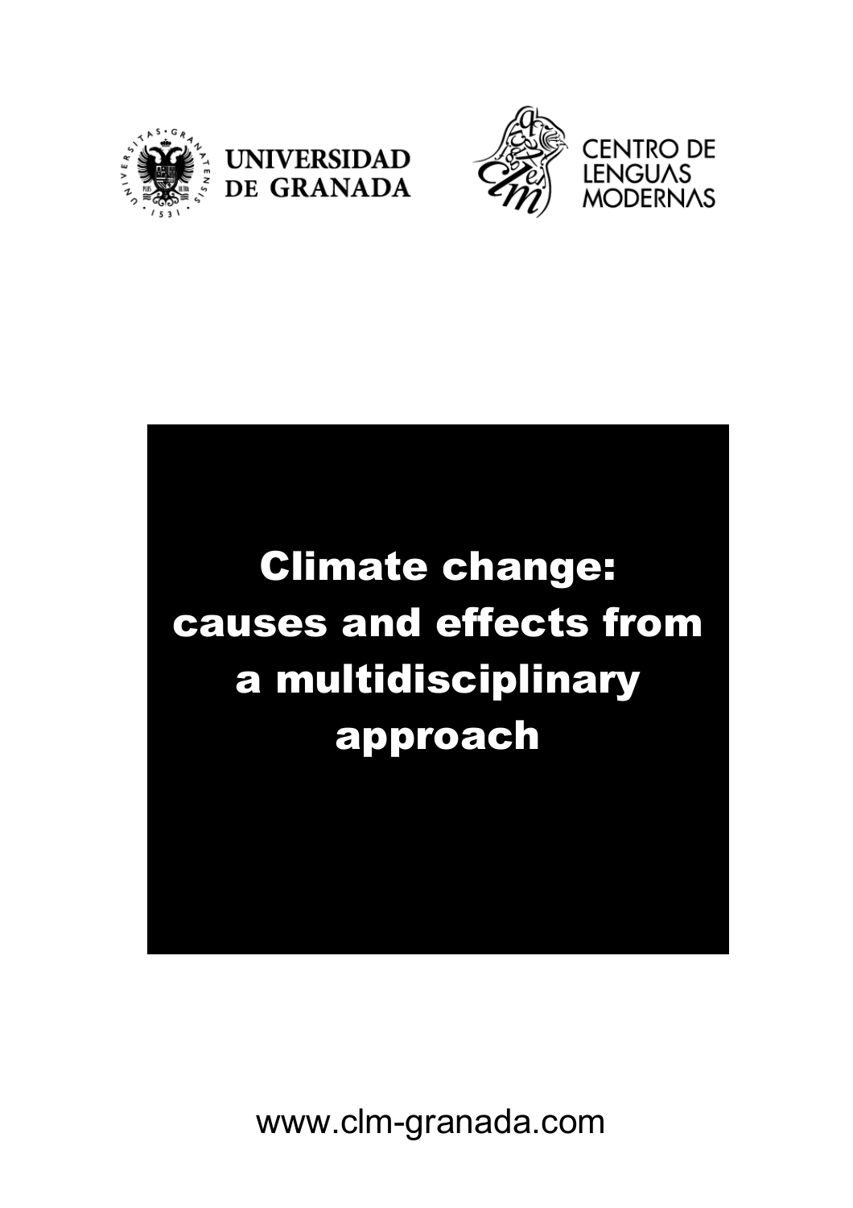UNIVERSIDAD DE GRANADA

CENTRO DE LENGUAS MODERNAS

# Climate change: causes and effects from a multidisciplinary approach

www.clm-granada.com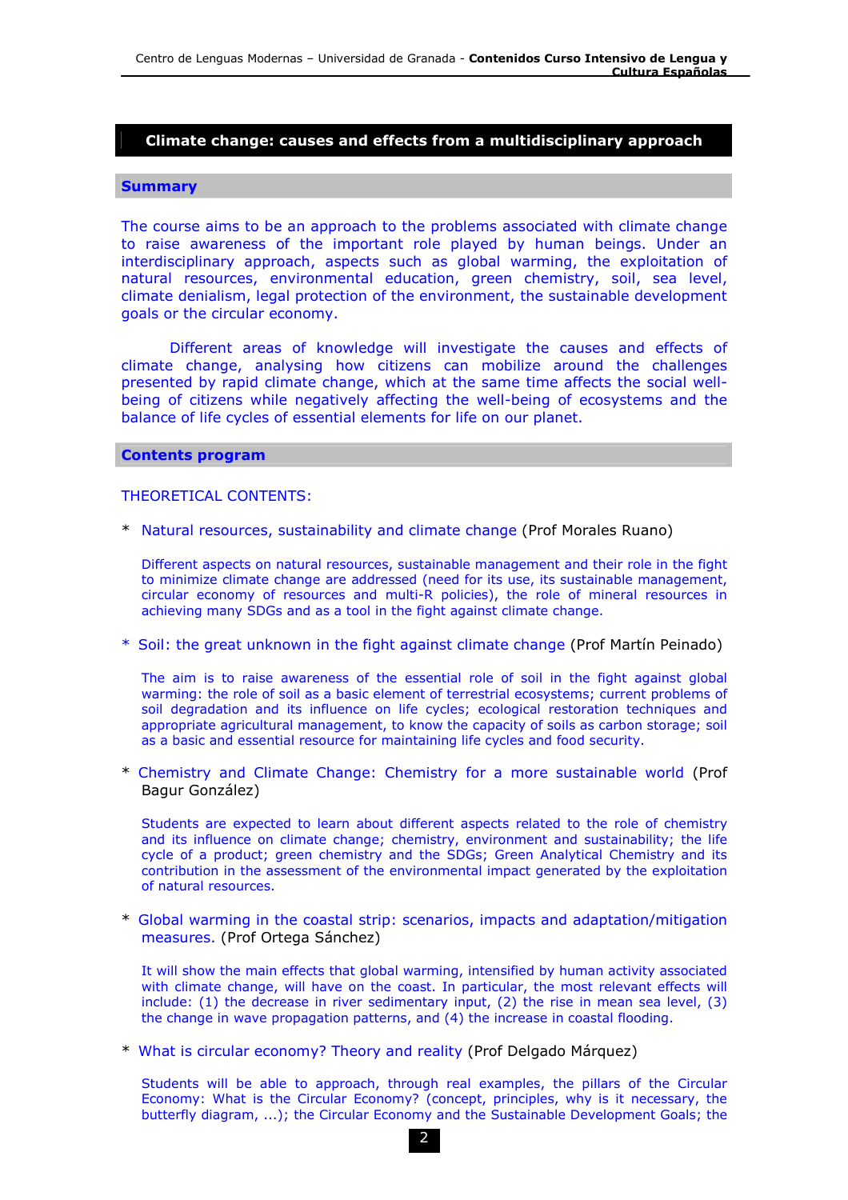## Climate change: causes and effects from a multidisciplinary approach

### Summary

The course aims to be an approach to the problems associated with climate change to raise awareness of the important role played by human beings. Under an interdisciplinary approach, aspects such as global warming, the exploitation of natural resources, environmental education, green chemistry, soil, sea level, climate denialism, legal protection of the environment, the sustainable development goals or the circular economy.

Different areas of knowledge will investigate the causes and effects of climate change, analysing how citizens can mobilize around the challenges presented by rapid climate change, which at the same time affects the social well-being of citizens while negatively affecting the well-being of ecosystems and the balance of life cycles of essential elements for life on our planet.

### Contents program

THEORETICAL CONTENTS:

* Natural resources, sustainability and climate change (Prof Morales Ruano)

  Different aspects on natural resources, sustainable management and their role in the fight to minimize climate change are addressed (need for its use, its sustainable management, circular economy of resources and multi-R policies), the role of mineral resources in achieving many SDGs and as a tool in the fight against climate change.

* Soil: the great unknown in the fight against climate change (Prof Martín Peinado)

  The aim is to raise awareness of the essential role of soil in the fight against global warming: the role of soil as a basic element of terrestrial ecosystems; current problems of soil degradation and its influence on life cycles; ecological restoration techniques and appropriate agricultural management, to know the capacity of soils as carbon storage; soil as a basic and essential resource for maintaining life cycles and food security.

* Chemistry and Climate Change: Chemistry for a more sustainable world (Prof Bagur González)

  Students are expected to learn about different aspects related to the role of chemistry and its influence on climate change; chemistry, environment and sustainability; the life cycle of a product; green chemistry and the SDGs; Green Analytical Chemistry and its contribution in the assessment of the environmental impact generated by the exploitation of natural resources.

* Global warming in the coastal strip: scenarios, impacts and adaptation/mitigation measures. (Prof Ortega Sánchez)

  It will show the main effects that global warming, intensified by human activity associated with climate change, will have on the coast. In particular, the most relevant effects will include: (1) the decrease in river sedimentary input, (2) the rise in mean sea level, (3) the change in wave propagation patterns, and (4) the increase in coastal flooding.

* What is circular economy? Theory and reality (Prof Delgado Márquez)

  Students will be able to approach, through real examples, the pillars of the Circular Economy: What is the Circular Economy? (concept, principles, why is it necessary, the butterfly diagram, ...); the Circular Economy and the Sustainable Development Goals; the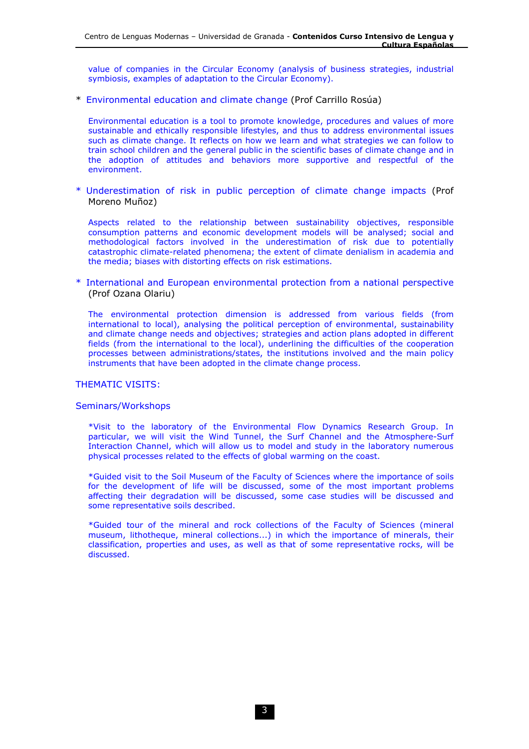value of companies in the Circular Economy (analysis of business strategies, industrial symbiosis, examples of adaptation to the Circular Economy).

* Environmental education and climate change (Prof Carrillo Rosúa)

  Environmental education is a tool to promote knowledge, procedures and values of more sustainable and ethically responsible lifestyles, and thus to address environmental issues such as climate change. It reflects on how we learn and what strategies we can follow to train school children and the general public in the scientific bases of climate change and in the adoption of attitudes and behaviors more supportive and respectful of the environment.

* Underestimation of risk in public perception of climate change impacts (Prof Moreno Muñoz)

  Aspects related to the relationship between sustainability objectives, responsible consumption patterns and economic development models will be analysed; social and methodological factors involved in the underestimation of risk due to potentially catastrophic climate-related phenomena; the extent of climate denialism in academia and the media; biases with distorting effects on risk estimations.

* International and European environmental protection from a national perspective (Prof Ozana Olariu)

  The environmental protection dimension is addressed from various fields (from international to local), analysing the political perception of environmental, sustainability and climate change needs and objectives; strategies and action plans adopted in different fields (from the international to the local), underlining the difficulties of the cooperation processes between administrations/states, the institutions involved and the main policy instruments that have been adopted in the climate change process.

THEMATIC VISITS:

Seminars/Workshops

*Visit to the laboratory of the Environmental Flow Dynamics Research Group. In particular, we will visit the Wind Tunnel, the Surf Channel and the Atmosphere-Surf Interaction Channel, which will allow us to model and study in the laboratory numerous physical processes related to the effects of global warming on the coast.

*Guided visit to the Soil Museum of the Faculty of Sciences where the importance of soils for the development of life will be discussed, some of the most important problems affecting their degradation will be discussed, some case studies will be discussed and some representative soils described.

*Guided tour of the mineral and rock collections of the Faculty of Sciences (mineral museum, lithotheque, mineral collections...) in which the importance of minerals, their classification, properties and uses, as well as that of some representative rocks, will be discussed.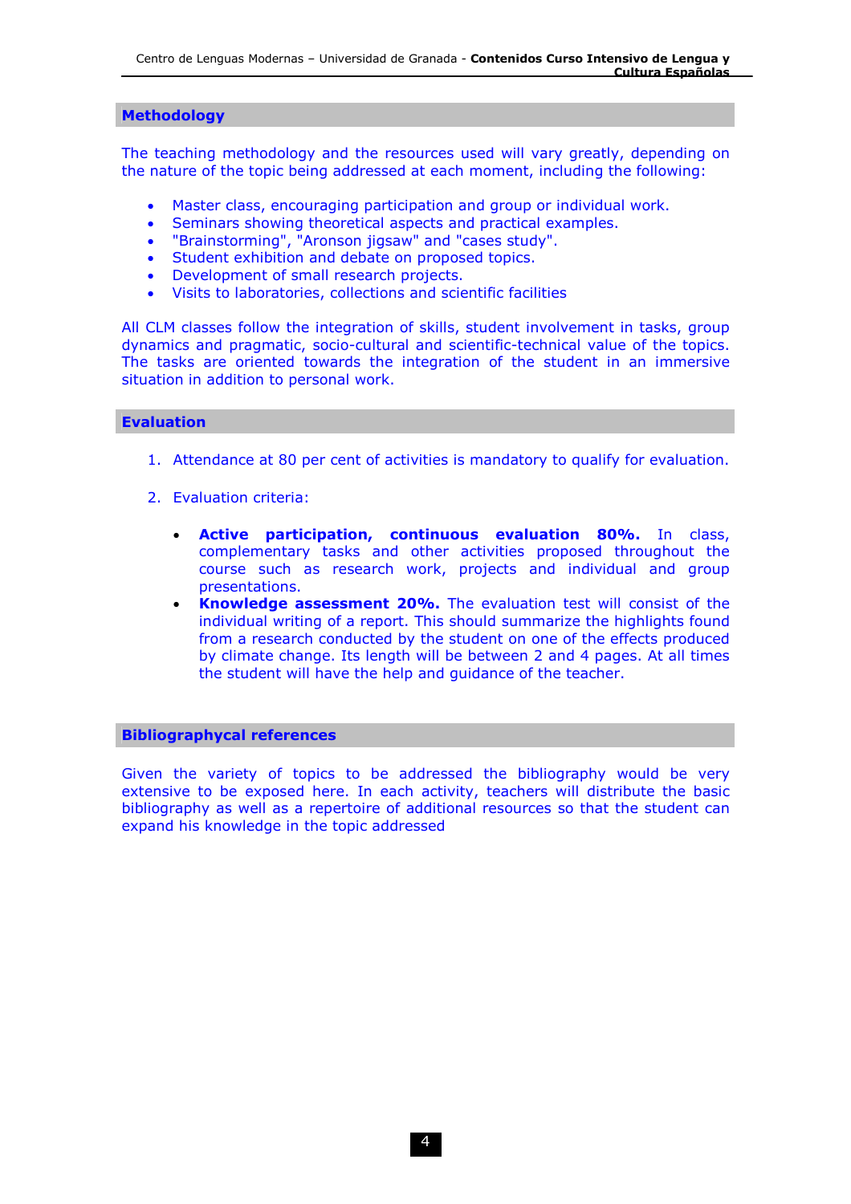## Methodology

The teaching methodology and the resources used will vary greatly, depending on the nature of the topic being addressed at each moment, including the following:

- Master class, encouraging participation and group or individual work.
- Seminars showing theoretical aspects and practical examples.
- "Brainstorming", "Aronson jigsaw" and "cases study".
- Student exhibition and debate on proposed topics.
- Development of small research projects.
- Visits to laboratories, collections and scientific facilities

All CLM classes follow the integration of skills, student involvement in tasks, group dynamics and pragmatic, socio-cultural and scientific-technical value of the topics. The tasks are oriented towards the integration of the student in an immersive situation in addition to personal work.

## Evaluation

1. Attendance at 80 per cent of activities is mandatory to qualify for evaluation.

2. Evaluation criteria:

   - **Active participation, continuous evaluation 80%.** In class, complementary tasks and other activities proposed throughout the course such as research work, projects and individual and group presentations.
   - **Knowledge assessment 20%.** The evaluation test will consist of the individual writing of a report. This should summarize the highlights found from a research conducted by the student on one of the effects produced by climate change. Its length will be between 2 and 4 pages. At all times the student will have the help and guidance of the teacher.

## Bibliographycal references

Given the variety of topics to be addressed the bibliography would be very extensive to be exposed here. In each activity, teachers will distribute the basic bibliography as well as a repertoire of additional resources so that the student can expand his knowledge in the topic addressed